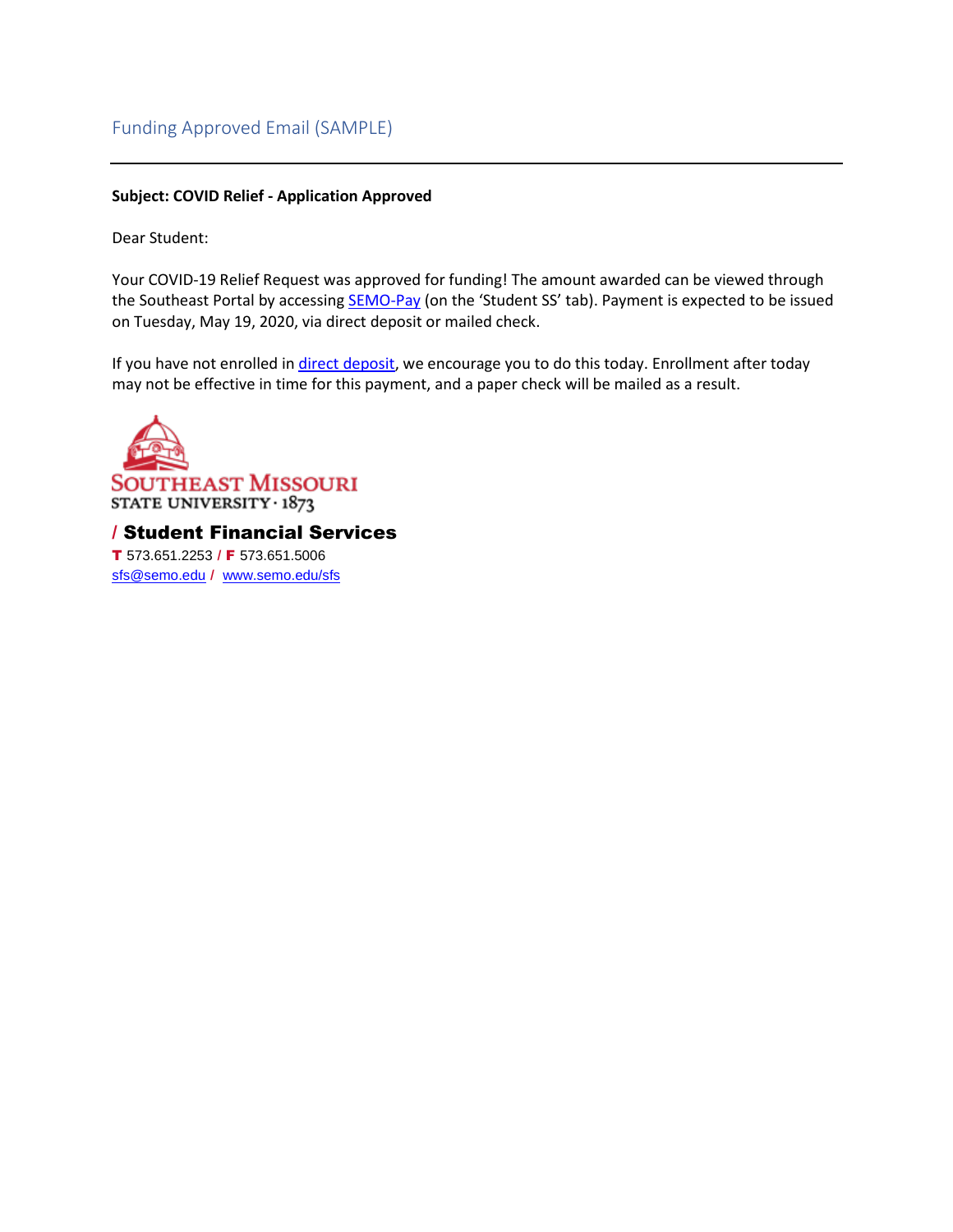## Funding Approved Email (SAMPLE)

---

**Subject: COVID Relief - Application Approved**

Dear Student:

Your COVID-19 Relief Request was approved for funding! The amount awarded can be viewed through the Southeast Portal by accessing SEMO-Pay (on the 'Student SS' tab). Payment is expected to be issued on Tuesday, May 19, 2020, via direct deposit or mailed check.

If you have not enrolled in direct deposit, we encourage you to do this today. Enrollment after today may not be effective in time for this payment, and a paper check will be mailed as a result.

SOUTHEAST MISSOURI STATE UNIVERSITY · 1873

**/ Student Financial Services**

**T** 573.651.2253 / **F** 573.651.5006

sfs@semo.edu / www.semo.edu/sfs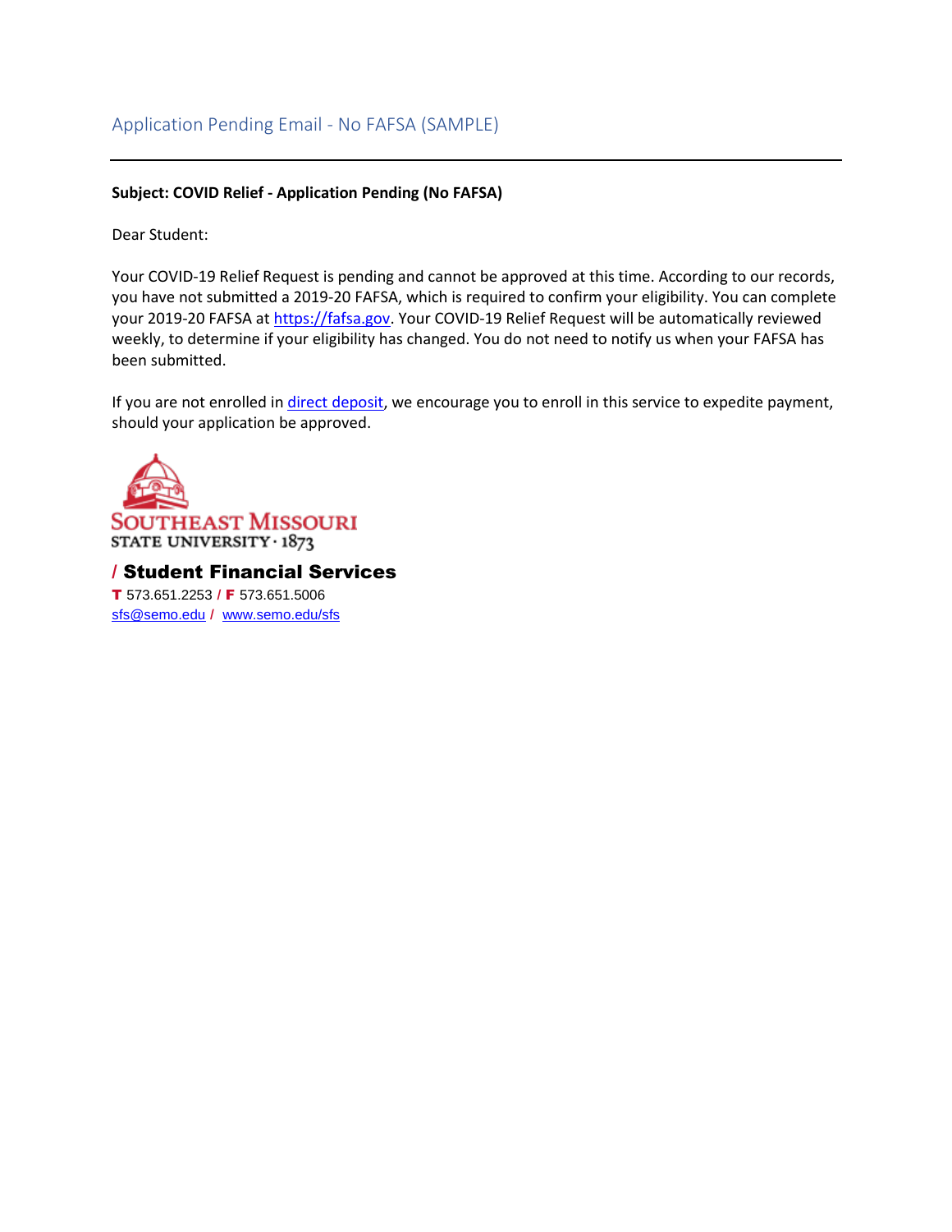## Application Pending Email - No FAFSA (SAMPLE)

---

**Subject: COVID Relief - Application Pending (No FAFSA)**

Dear Student:

Your COVID-19 Relief Request is pending and cannot be approved at this time. According to our records, you have not submitted a 2019-20 FAFSA, which is required to confirm your eligibility. You can complete your 2019-20 FAFSA at https://fafsa.gov. Your COVID-19 Relief Request will be automatically reviewed weekly, to determine if your eligibility has changed. You do not need to notify us when your FAFSA has been submitted.

If you are not enrolled in direct deposit, we encourage you to enroll in this service to expedite payment, should your application be approved.

SOUTHEAST MISSOURI
STATE UNIVERSITY · 1873

**/ Student Financial Services**
**T** 573.651.2253 / **F** 573.651.5006
sfs@semo.edu / www.semo.edu/sfs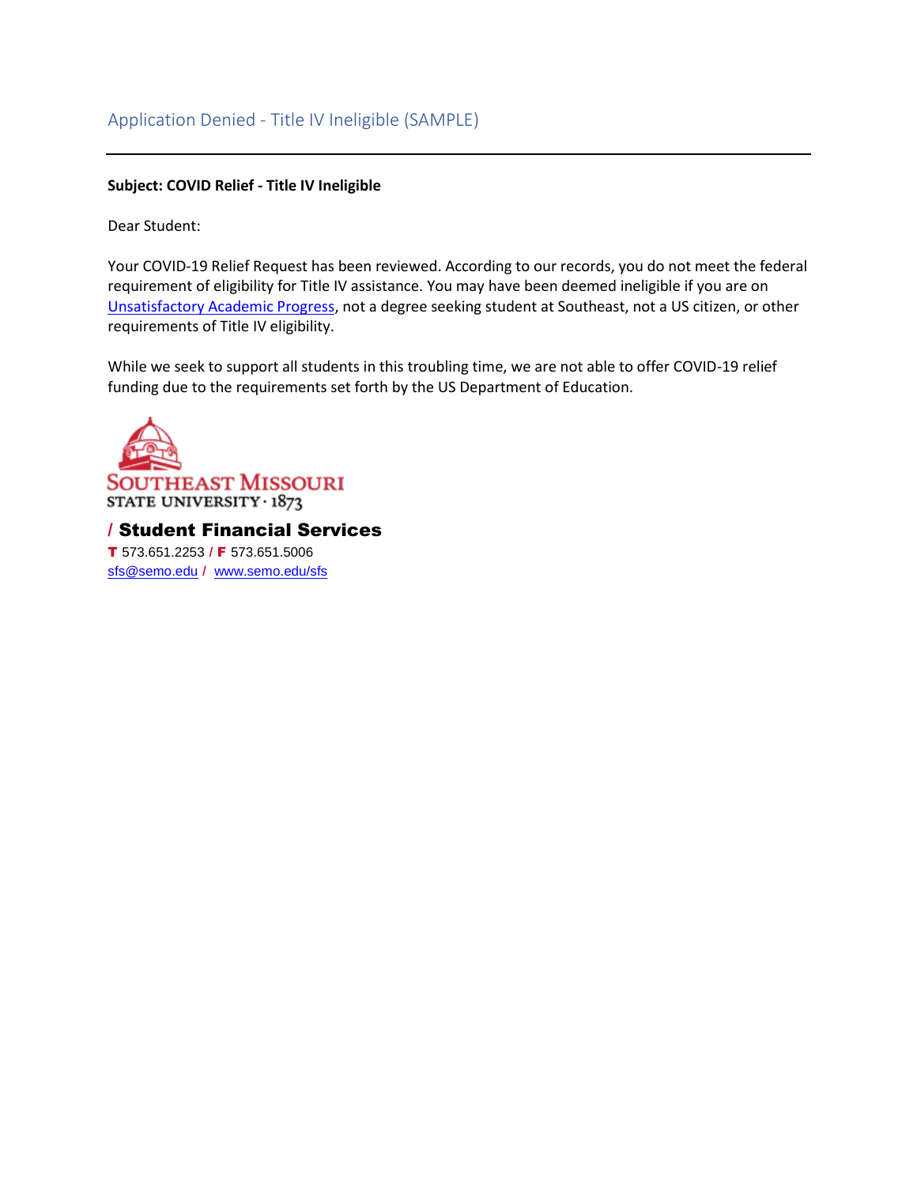## Application Denied - Title IV Ineligible (SAMPLE)

**Subject: COVID Relief - Title IV Ineligible**

Dear Student:

Your COVID-19 Relief Request has been reviewed. According to our records, you do not meet the federal requirement of eligibility for Title IV assistance. You may have been deemed ineligible if you are on Unsatisfactory Academic Progress, not a degree seeking student at Southeast, not a US citizen, or other requirements of Title IV eligibility.

While we seek to support all students in this troubling time, we are not able to offer COVID-19 relief funding due to the requirements set forth by the US Department of Education.

SOUTHEAST MISSOURI
STATE UNIVERSITY · 1873

**/ Student Financial Services**

**T** 573.651.2253 / **F** 573.651.5006
sfs@semo.edu / www.semo.edu/sfs